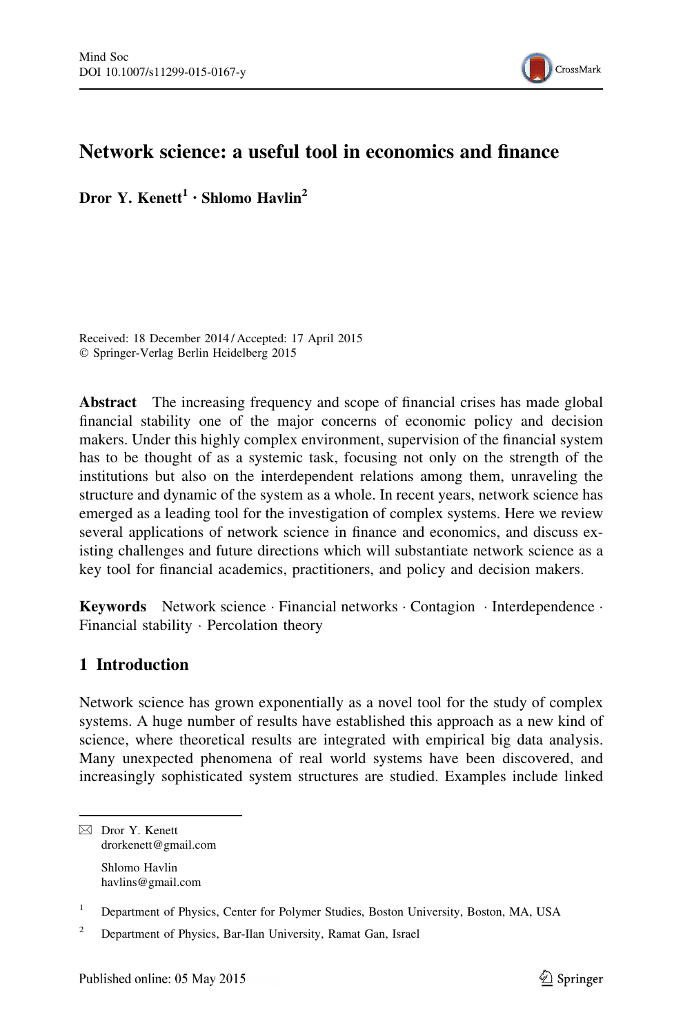# Network science: a useful tool in economics and finance

**Dror Y. Kenett[1] · Shlomo Havlin[2]**

Received: 18 December 2014 / Accepted: 17 April 2015
© Springer-Verlag Berlin Heidelberg 2015

**Abstract** The increasing frequency and scope of financial crises has made global financial stability one of the major concerns of economic policy and decision makers. Under this highly complex environment, supervision of the financial system has to be thought of as a systemic task, focusing not only on the strength of the institutions but also on the interdependent relations among them, unraveling the structure and dynamic of the system as a whole. In recent years, network science has emerged as a leading tool for the investigation of complex systems. Here we review several applications of network science in finance and economics, and discuss existing challenges and future directions which will substantiate network science as a key tool for financial academics, practitioners, and policy and decision makers.

**Keywords** Network science · Financial networks · Contagion · Interdependence · Financial stability · Percolation theory

## 1 Introduction

Network science has grown exponentially as a novel tool for the study of complex systems. A huge number of results have established this approach as a new kind of science, where theoretical results are integrated with empirical big data analysis. Many unexpected phenomena of real world systems have been discovered, and increasingly sophisticated system structures are studied. Examples include linked

---

✉ Dror Y. Kenett
drorkenett@gmail.com

Shlomo Havlin
havlins@gmail.com

[1] Department of Physics, Center for Polymer Studies, Boston University, Boston, MA, USA

[2] Department of Physics, Bar-Ilan University, Ramat Gan, Israel

Published online: 05 May 2015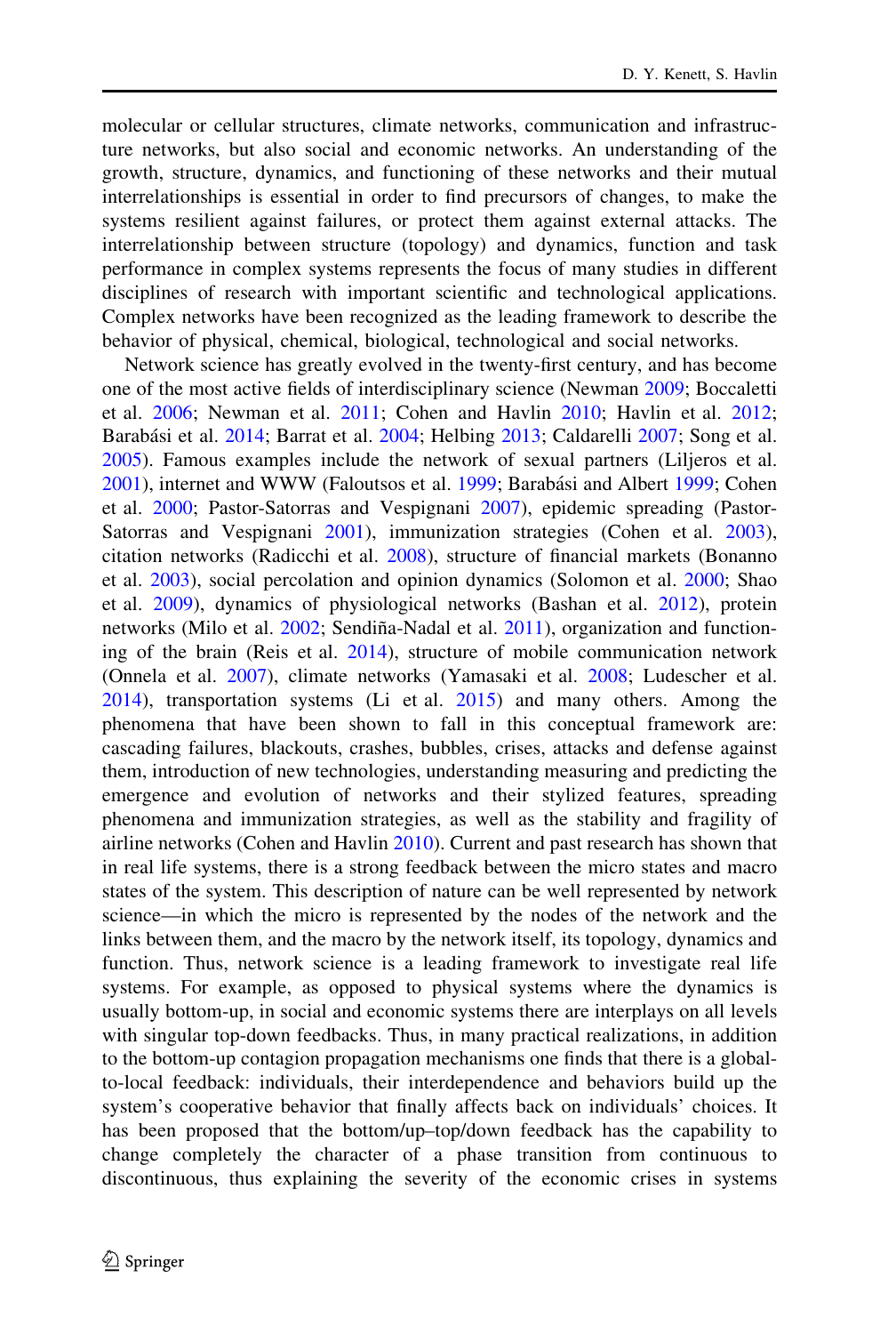molecular or cellular structures, climate networks, communication and infrastructure networks, but also social and economic networks. An understanding of the growth, structure, dynamics, and functioning of these networks and their mutual interrelationships is essential in order to find precursors of changes, to make the systems resilient against failures, or protect them against external attacks. The interrelationship between structure (topology) and dynamics, function and task performance in complex systems represents the focus of many studies in different disciplines of research with important scientific and technological applications. Complex networks have been recognized as the leading framework to describe the behavior of physical, chemical, biological, technological and social networks.

Network science has greatly evolved in the twenty-first century, and has become one of the most active fields of interdisciplinary science (Newman 2009; Boccaletti et al. 2006; Newman et al. 2011; Cohen and Havlin 2010; Havlin et al. 2012; Barabási et al. 2014; Barrat et al. 2004; Helbing 2013; Caldarelli 2007; Song et al. 2005). Famous examples include the network of sexual partners (Liljeros et al. 2001), internet and WWW (Faloutsos et al. 1999; Barabási and Albert 1999; Cohen et al. 2000; Pastor-Satorras and Vespignani 2007), epidemic spreading (Pastor-Satorras and Vespignani 2001), immunization strategies (Cohen et al. 2003), citation networks (Radicchi et al. 2008), structure of financial markets (Bonanno et al. 2003), social percolation and opinion dynamics (Solomon et al. 2000; Shao et al. 2009), dynamics of physiological networks (Bashan et al. 2012), protein networks (Milo et al. 2002; Sendiña-Nadal et al. 2011), organization and functioning of the brain (Reis et al. 2014), structure of mobile communication network (Onnela et al. 2007), climate networks (Yamasaki et al. 2008; Ludescher et al. 2014), transportation systems (Li et al. 2015) and many others. Among the phenomena that have been shown to fall in this conceptual framework are: cascading failures, blackouts, crashes, bubbles, crises, attacks and defense against them, introduction of new technologies, understanding measuring and predicting the emergence and evolution of networks and their stylized features, spreading phenomena and immunization strategies, as well as the stability and fragility of airline networks (Cohen and Havlin 2010). Current and past research has shown that in real life systems, there is a strong feedback between the micro states and macro states of the system. This description of nature can be well represented by network science—in which the micro is represented by the nodes of the network and the links between them, and the macro by the network itself, its topology, dynamics and function. Thus, network science is a leading framework to investigate real life systems. For example, as opposed to physical systems where the dynamics is usually bottom-up, in social and economic systems there are interplays on all levels with singular top-down feedbacks. Thus, in many practical realizations, in addition to the bottom-up contagion propagation mechanisms one finds that there is a global-to-local feedback: individuals, their interdependence and behaviors build up the system's cooperative behavior that finally affects back on individuals' choices. It has been proposed that the bottom/up–top/down feedback has the capability to change completely the character of a phase transition from continuous to discontinuous, thus explaining the severity of the economic crises in systems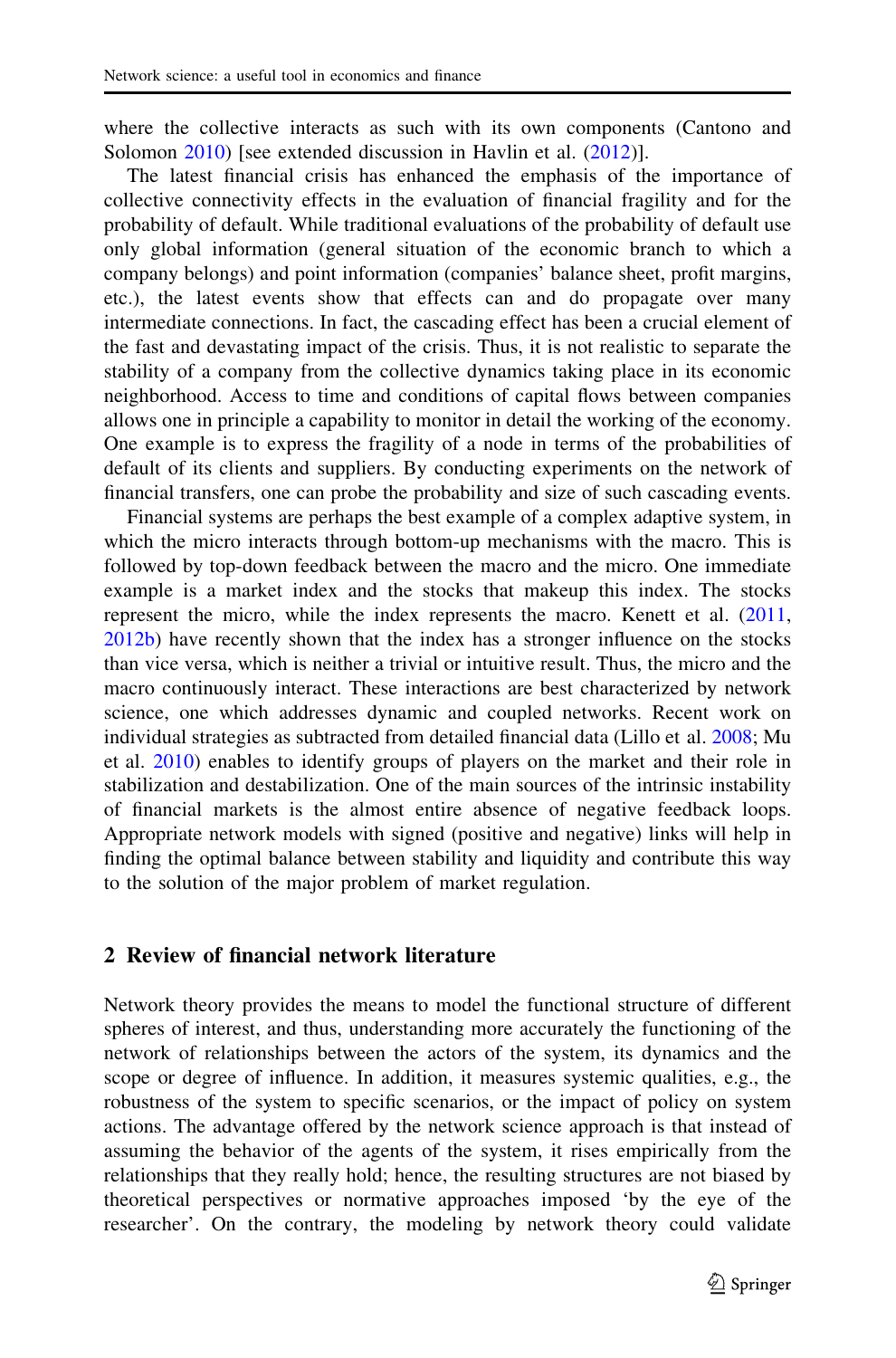where the collective interacts as such with its own components (Cantono and Solomon 2010) [see extended discussion in Havlin et al. (2012)].

The latest financial crisis has enhanced the emphasis of the importance of collective connectivity effects in the evaluation of financial fragility and for the probability of default. While traditional evaluations of the probability of default use only global information (general situation of the economic branch to which a company belongs) and point information (companies' balance sheet, profit margins, etc.), the latest events show that effects can and do propagate over many intermediate connections. In fact, the cascading effect has been a crucial element of the fast and devastating impact of the crisis. Thus, it is not realistic to separate the stability of a company from the collective dynamics taking place in its economic neighborhood. Access to time and conditions of capital flows between companies allows one in principle a capability to monitor in detail the working of the economy. One example is to express the fragility of a node in terms of the probabilities of default of its clients and suppliers. By conducting experiments on the network of financial transfers, one can probe the probability and size of such cascading events.

Financial systems are perhaps the best example of a complex adaptive system, in which the micro interacts through bottom-up mechanisms with the macro. This is followed by top-down feedback between the macro and the micro. One immediate example is a market index and the stocks that makeup this index. The stocks represent the micro, while the index represents the macro. Kenett et al. (2011, 2012b) have recently shown that the index has a stronger influence on the stocks than vice versa, which is neither a trivial or intuitive result. Thus, the micro and the macro continuously interact. These interactions are best characterized by network science, one which addresses dynamic and coupled networks. Recent work on individual strategies as subtracted from detailed financial data (Lillo et al. 2008; Mu et al. 2010) enables to identify groups of players on the market and their role in stabilization and destabilization. One of the main sources of the intrinsic instability of financial markets is the almost entire absence of negative feedback loops. Appropriate network models with signed (positive and negative) links will help in finding the optimal balance between stability and liquidity and contribute this way to the solution of the major problem of market regulation.

## 2 Review of financial network literature

Network theory provides the means to model the functional structure of different spheres of interest, and thus, understanding more accurately the functioning of the network of relationships between the actors of the system, its dynamics and the scope or degree of influence. In addition, it measures systemic qualities, e.g., the robustness of the system to specific scenarios, or the impact of policy on system actions. The advantage offered by the network science approach is that instead of assuming the behavior of the agents of the system, it rises empirically from the relationships that they really hold; hence, the resulting structures are not biased by theoretical perspectives or normative approaches imposed 'by the eye of the researcher'. On the contrary, the modeling by network theory could validate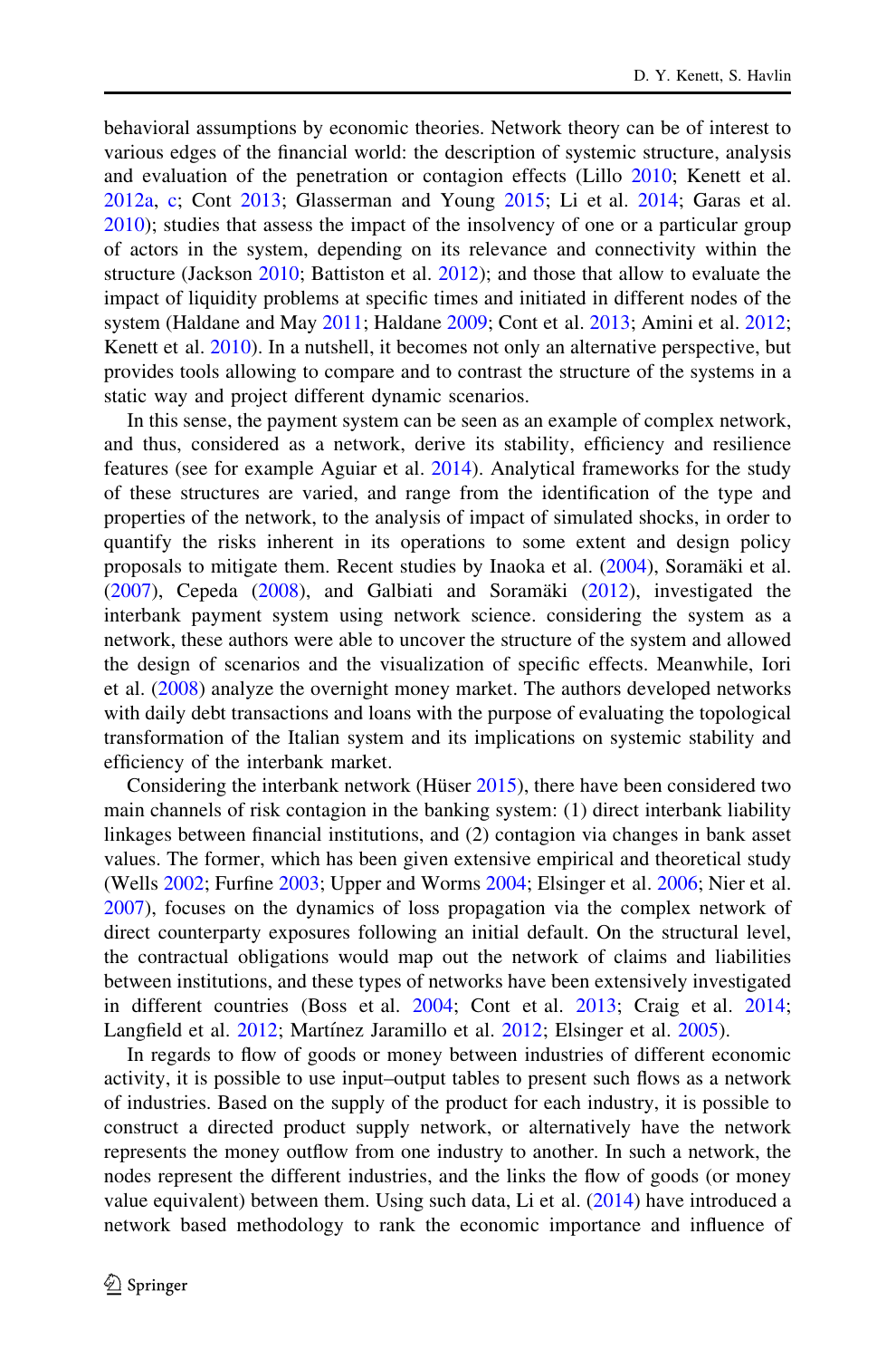behavioral assumptions by economic theories. Network theory can be of interest to various edges of the financial world: the description of systemic structure, analysis and evaluation of the penetration or contagion effects (Lillo 2010; Kenett et al. 2012a, c; Cont 2013; Glasserman and Young 2015; Li et al. 2014; Garas et al. 2010); studies that assess the impact of the insolvency of one or a particular group of actors in the system, depending on its relevance and connectivity within the structure (Jackson 2010; Battiston et al. 2012); and those that allow to evaluate the impact of liquidity problems at specific times and initiated in different nodes of the system (Haldane and May 2011; Haldane 2009; Cont et al. 2013; Amini et al. 2012; Kenett et al. 2010). In a nutshell, it becomes not only an alternative perspective, but provides tools allowing to compare and to contrast the structure of the systems in a static way and project different dynamic scenarios.

In this sense, the payment system can be seen as an example of complex network, and thus, considered as a network, derive its stability, efficiency and resilience features (see for example Aguiar et al. 2014). Analytical frameworks for the study of these structures are varied, and range from the identification of the type and properties of the network, to the analysis of impact of simulated shocks, in order to quantify the risks inherent in its operations to some extent and design policy proposals to mitigate them. Recent studies by Inaoka et al. (2004), Soramäki et al. (2007), Cepeda (2008), and Galbiati and Soramäki (2012), investigated the interbank payment system using network science. considering the system as a network, these authors were able to uncover the structure of the system and allowed the design of scenarios and the visualization of specific effects. Meanwhile, Iori et al. (2008) analyze the overnight money market. The authors developed networks with daily debt transactions and loans with the purpose of evaluating the topological transformation of the Italian system and its implications on systemic stability and efficiency of the interbank market.

Considering the interbank network (Hüser 2015), there have been considered two main channels of risk contagion in the banking system: (1) direct interbank liability linkages between financial institutions, and (2) contagion via changes in bank asset values. The former, which has been given extensive empirical and theoretical study (Wells 2002; Furfine 2003; Upper and Worms 2004; Elsinger et al. 2006; Nier et al. 2007), focuses on the dynamics of loss propagation via the complex network of direct counterparty exposures following an initial default. On the structural level, the contractual obligations would map out the network of claims and liabilities between institutions, and these types of networks have been extensively investigated in different countries (Boss et al. 2004; Cont et al. 2013; Craig et al. 2014; Langfield et al. 2012; Martínez Jaramillo et al. 2012; Elsinger et al. 2005).

In regards to flow of goods or money between industries of different economic activity, it is possible to use input–output tables to present such flows as a network of industries. Based on the supply of the product for each industry, it is possible to construct a directed product supply network, or alternatively have the network represents the money outflow from one industry to another. In such a network, the nodes represent the different industries, and the links the flow of goods (or money value equivalent) between them. Using such data, Li et al. (2014) have introduced a network based methodology to rank the economic importance and influence of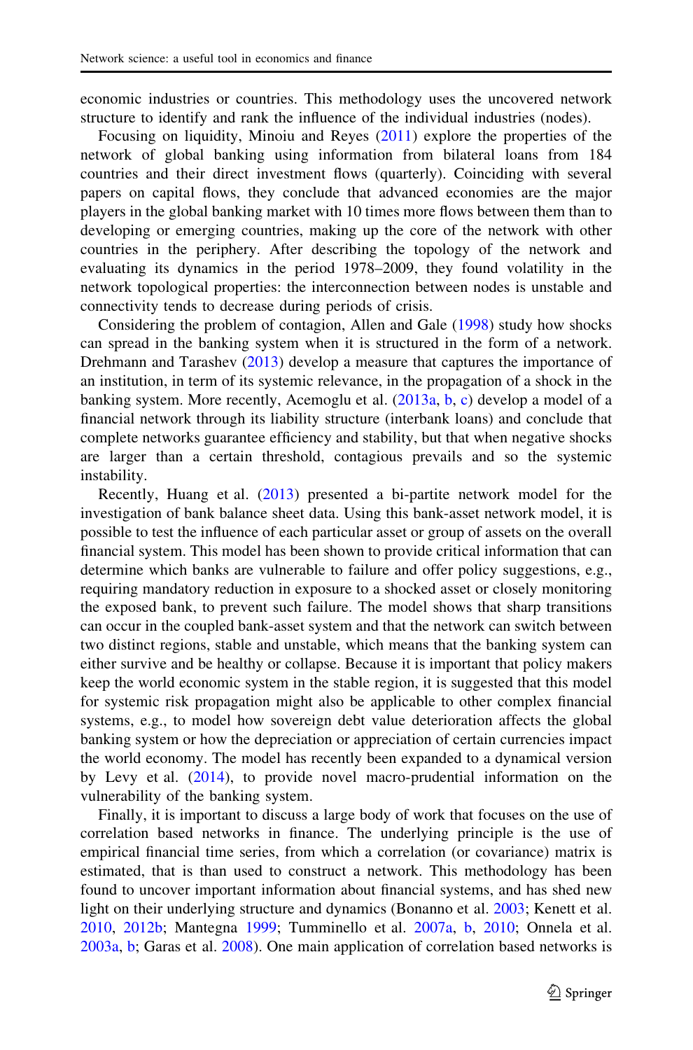economic industries or countries. This methodology uses the uncovered network structure to identify and rank the influence of the individual industries (nodes).

Focusing on liquidity, Minoiu and Reyes (2011) explore the properties of the network of global banking using information from bilateral loans from 184 countries and their direct investment flows (quarterly). Coinciding with several papers on capital flows, they conclude that advanced economies are the major players in the global banking market with 10 times more flows between them than to developing or emerging countries, making up the core of the network with other countries in the periphery. After describing the topology of the network and evaluating its dynamics in the period 1978–2009, they found volatility in the network topological properties: the interconnection between nodes is unstable and connectivity tends to decrease during periods of crisis.

Considering the problem of contagion, Allen and Gale (1998) study how shocks can spread in the banking system when it is structured in the form of a network. Drehmann and Tarashev (2013) develop a measure that captures the importance of an institution, in term of its systemic relevance, in the propagation of a shock in the banking system. More recently, Acemoglu et al. (2013a, b, c) develop a model of a financial network through its liability structure (interbank loans) and conclude that complete networks guarantee efficiency and stability, but that when negative shocks are larger than a certain threshold, contagious prevails and so the systemic instability.

Recently, Huang et al. (2013) presented a bi-partite network model for the investigation of bank balance sheet data. Using this bank-asset network model, it is possible to test the influence of each particular asset or group of assets on the overall financial system. This model has been shown to provide critical information that can determine which banks are vulnerable to failure and offer policy suggestions, e.g., requiring mandatory reduction in exposure to a shocked asset or closely monitoring the exposed bank, to prevent such failure. The model shows that sharp transitions can occur in the coupled bank-asset system and that the network can switch between two distinct regions, stable and unstable, which means that the banking system can either survive and be healthy or collapse. Because it is important that policy makers keep the world economic system in the stable region, it is suggested that this model for systemic risk propagation might also be applicable to other complex financial systems, e.g., to model how sovereign debt value deterioration affects the global banking system or how the depreciation or appreciation of certain currencies impact the world economy. The model has recently been expanded to a dynamical version by Levy et al. (2014), to provide novel macro-prudential information on the vulnerability of the banking system.

Finally, it is important to discuss a large body of work that focuses on the use of correlation based networks in finance. The underlying principle is the use of empirical financial time series, from which a correlation (or covariance) matrix is estimated, that is than used to construct a network. This methodology has been found to uncover important information about financial systems, and has shed new light on their underlying structure and dynamics (Bonanno et al. 2003; Kenett et al. 2010, 2012b; Mantegna 1999; Tumminello et al. 2007a, b, 2010; Onnela et al. 2003a, b; Garas et al. 2008). One main application of correlation based networks is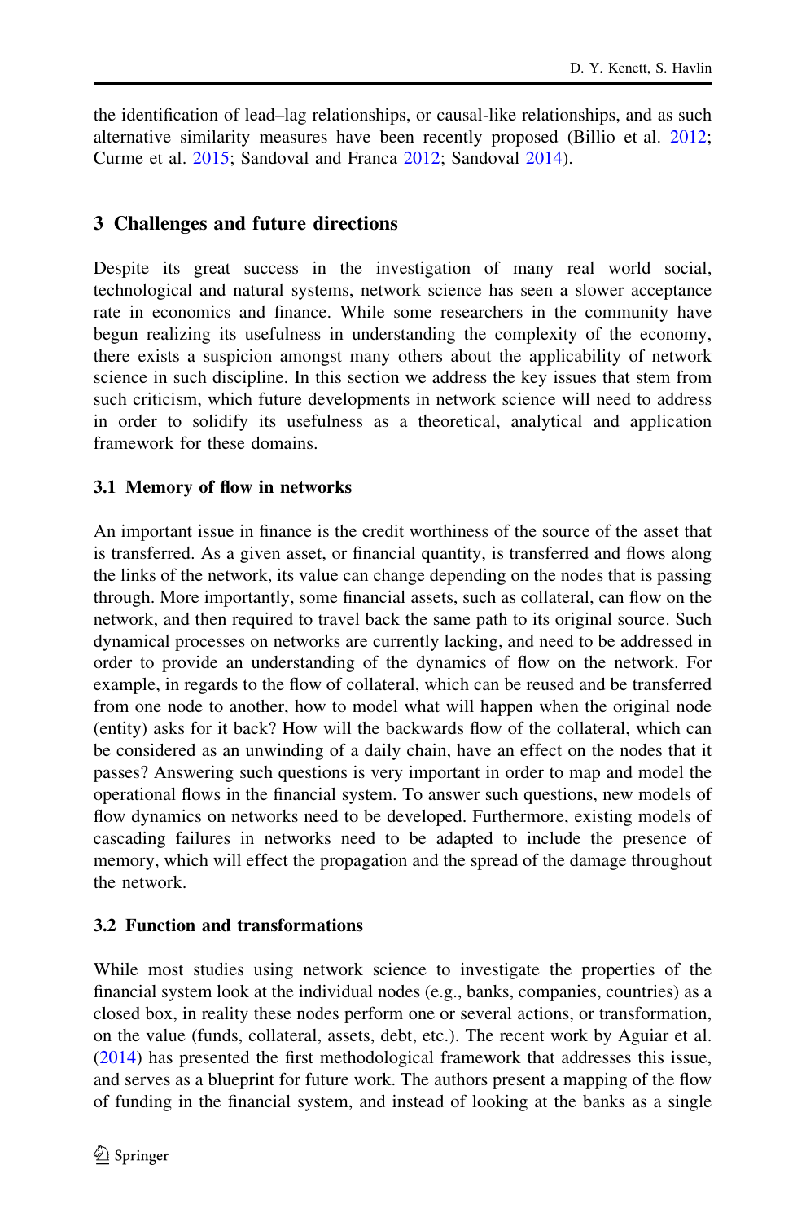the identification of lead–lag relationships, or causal-like relationships, and as such alternative similarity measures have been recently proposed (Billio et al. 2012; Curme et al. 2015; Sandoval and Franca 2012; Sandoval 2014).

## 3 Challenges and future directions

Despite its great success in the investigation of many real world social, technological and natural systems, network science has seen a slower acceptance rate in economics and finance. While some researchers in the community have begun realizing its usefulness in understanding the complexity of the economy, there exists a suspicion amongst many others about the applicability of network science in such discipline. In this section we address the key issues that stem from such criticism, which future developments in network science will need to address in order to solidify its usefulness as a theoretical, analytical and application framework for these domains.

### 3.1 Memory of flow in networks

An important issue in finance is the credit worthiness of the source of the asset that is transferred. As a given asset, or financial quantity, is transferred and flows along the links of the network, its value can change depending on the nodes that is passing through. More importantly, some financial assets, such as collateral, can flow on the network, and then required to travel back the same path to its original source. Such dynamical processes on networks are currently lacking, and need to be addressed in order to provide an understanding of the dynamics of flow on the network. For example, in regards to the flow of collateral, which can be reused and be transferred from one node to another, how to model what will happen when the original node (entity) asks for it back? How will the backwards flow of the collateral, which can be considered as an unwinding of a daily chain, have an effect on the nodes that it passes? Answering such questions is very important in order to map and model the operational flows in the financial system. To answer such questions, new models of flow dynamics on networks need to be developed. Furthermore, existing models of cascading failures in networks need to be adapted to include the presence of memory, which will effect the propagation and the spread of the damage throughout the network.

### 3.2 Function and transformations

While most studies using network science to investigate the properties of the financial system look at the individual nodes (e.g., banks, companies, countries) as a closed box, in reality these nodes perform one or several actions, or transformation, on the value (funds, collateral, assets, debt, etc.). The recent work by Aguiar et al. (2014) has presented the first methodological framework that addresses this issue, and serves as a blueprint for future work. The authors present a mapping of the flow of funding in the financial system, and instead of looking at the banks as a single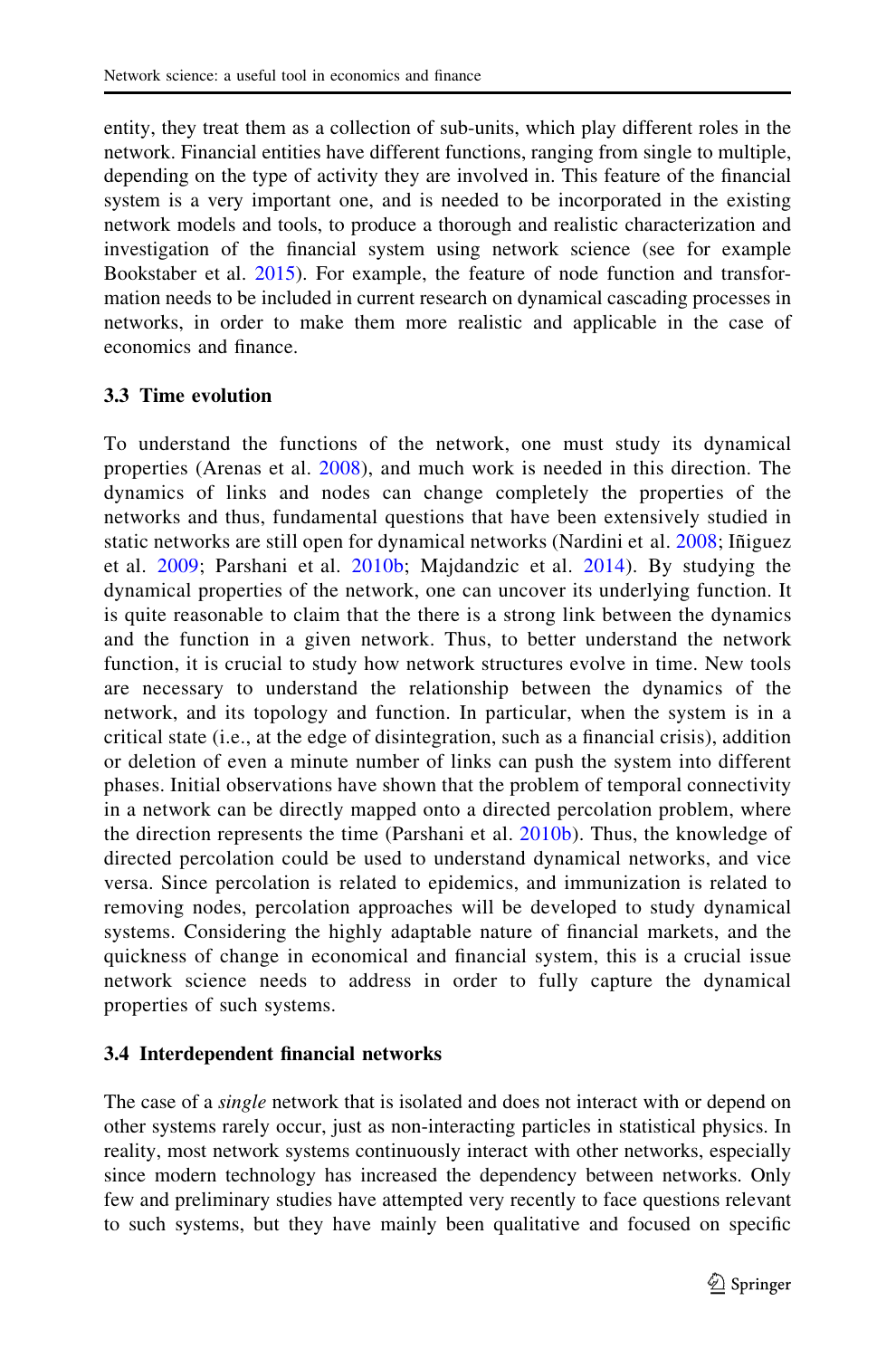entity, they treat them as a collection of sub-units, which play different roles in the network. Financial entities have different functions, ranging from single to multiple, depending on the type of activity they are involved in. This feature of the financial system is a very important one, and is needed to be incorporated in the existing network models and tools, to produce a thorough and realistic characterization and investigation of the financial system using network science (see for example Bookstaber et al. 2015). For example, the feature of node function and transformation needs to be included in current research on dynamical cascading processes in networks, in order to make them more realistic and applicable in the case of economics and finance.

### 3.3 Time evolution

To understand the functions of the network, one must study its dynamical properties (Arenas et al. 2008), and much work is needed in this direction. The dynamics of links and nodes can change completely the properties of the networks and thus, fundamental questions that have been extensively studied in static networks are still open for dynamical networks (Nardini et al. 2008; Iñiguez et al. 2009; Parshani et al. 2010b; Majdandzic et al. 2014). By studying the dynamical properties of the network, one can uncover its underlying function. It is quite reasonable to claim that the there is a strong link between the dynamics and the function in a given network. Thus, to better understand the network function, it is crucial to study how network structures evolve in time. New tools are necessary to understand the relationship between the dynamics of the network, and its topology and function. In particular, when the system is in a critical state (i.e., at the edge of disintegration, such as a financial crisis), addition or deletion of even a minute number of links can push the system into different phases. Initial observations have shown that the problem of temporal connectivity in a network can be directly mapped onto a directed percolation problem, where the direction represents the time (Parshani et al. 2010b). Thus, the knowledge of directed percolation could be used to understand dynamical networks, and vice versa. Since percolation is related to epidemics, and immunization is related to removing nodes, percolation approaches will be developed to study dynamical systems. Considering the highly adaptable nature of financial markets, and the quickness of change in economical and financial system, this is a crucial issue network science needs to address in order to fully capture the dynamical properties of such systems.

### 3.4 Interdependent financial networks

The case of a *single* network that is isolated and does not interact with or depend on other systems rarely occur, just as non-interacting particles in statistical physics. In reality, most network systems continuously interact with other networks, especially since modern technology has increased the dependency between networks. Only few and preliminary studies have attempted very recently to face questions relevant to such systems, but they have mainly been qualitative and focused on specific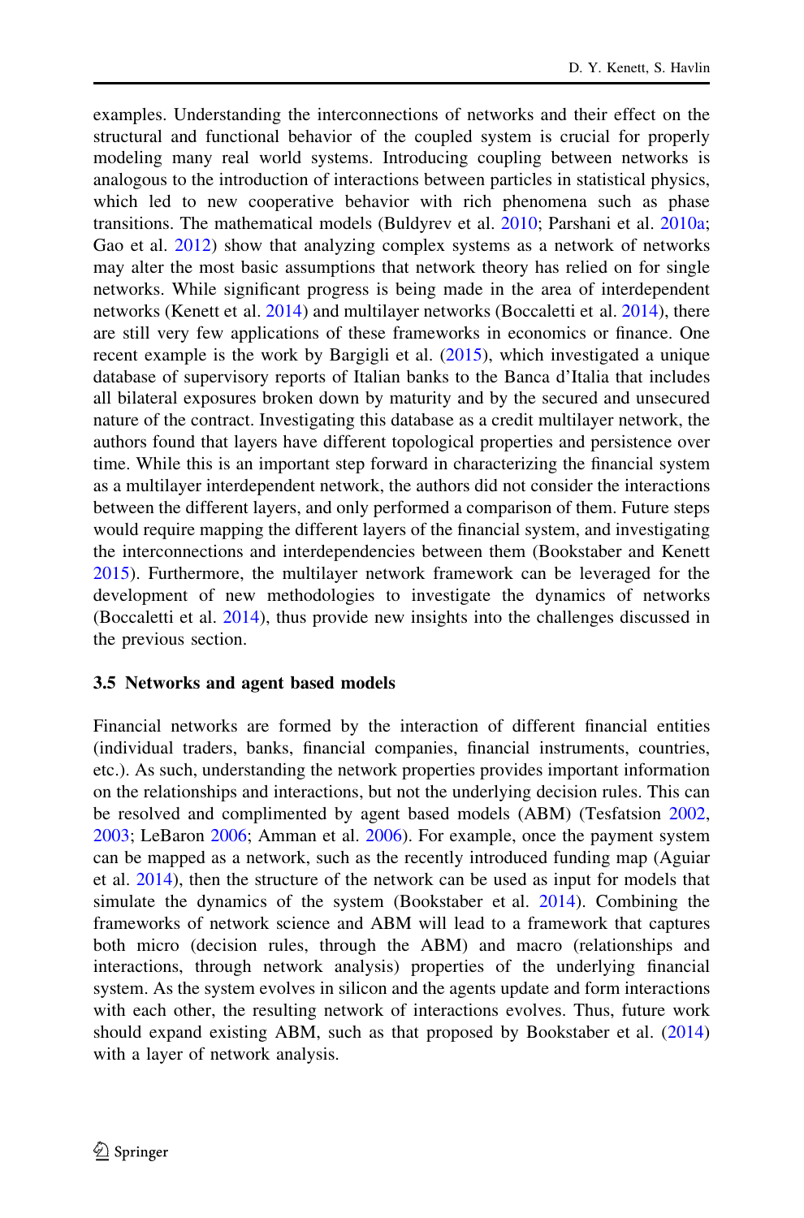examples. Understanding the interconnections of networks and their effect on the structural and functional behavior of the coupled system is crucial for properly modeling many real world systems. Introducing coupling between networks is analogous to the introduction of interactions between particles in statistical physics, which led to new cooperative behavior with rich phenomena such as phase transitions. The mathematical models (Buldyrev et al. 2010; Parshani et al. 2010a; Gao et al. 2012) show that analyzing complex systems as a network of networks may alter the most basic assumptions that network theory has relied on for single networks. While significant progress is being made in the area of interdependent networks (Kenett et al. 2014) and multilayer networks (Boccaletti et al. 2014), there are still very few applications of these frameworks in economics or finance. One recent example is the work by Bargigli et al. (2015), which investigated a unique database of supervisory reports of Italian banks to the Banca d'Italia that includes all bilateral exposures broken down by maturity and by the secured and unsecured nature of the contract. Investigating this database as a credit multilayer network, the authors found that layers have different topological properties and persistence over time. While this is an important step forward in characterizing the financial system as a multilayer interdependent network, the authors did not consider the interactions between the different layers, and only performed a comparison of them. Future steps would require mapping the different layers of the financial system, and investigating the interconnections and interdependencies between them (Bookstaber and Kenett 2015). Furthermore, the multilayer network framework can be leveraged for the development of new methodologies to investigate the dynamics of networks (Boccaletti et al. 2014), thus provide new insights into the challenges discussed in the previous section.

### 3.5 Networks and agent based models

Financial networks are formed by the interaction of different financial entities (individual traders, banks, financial companies, financial instruments, countries, etc.). As such, understanding the network properties provides important information on the relationships and interactions, but not the underlying decision rules. This can be resolved and complimented by agent based models (ABM) (Tesfatsion 2002, 2003; LeBaron 2006; Amman et al. 2006). For example, once the payment system can be mapped as a network, such as the recently introduced funding map (Aguiar et al. 2014), then the structure of the network can be used as input for models that simulate the dynamics of the system (Bookstaber et al. 2014). Combining the frameworks of network science and ABM will lead to a framework that captures both micro (decision rules, through the ABM) and macro (relationships and interactions, through network analysis) properties of the underlying financial system. As the system evolves in silicon and the agents update and form interactions with each other, the resulting network of interactions evolves. Thus, future work should expand existing ABM, such as that proposed by Bookstaber et al. (2014) with a layer of network analysis.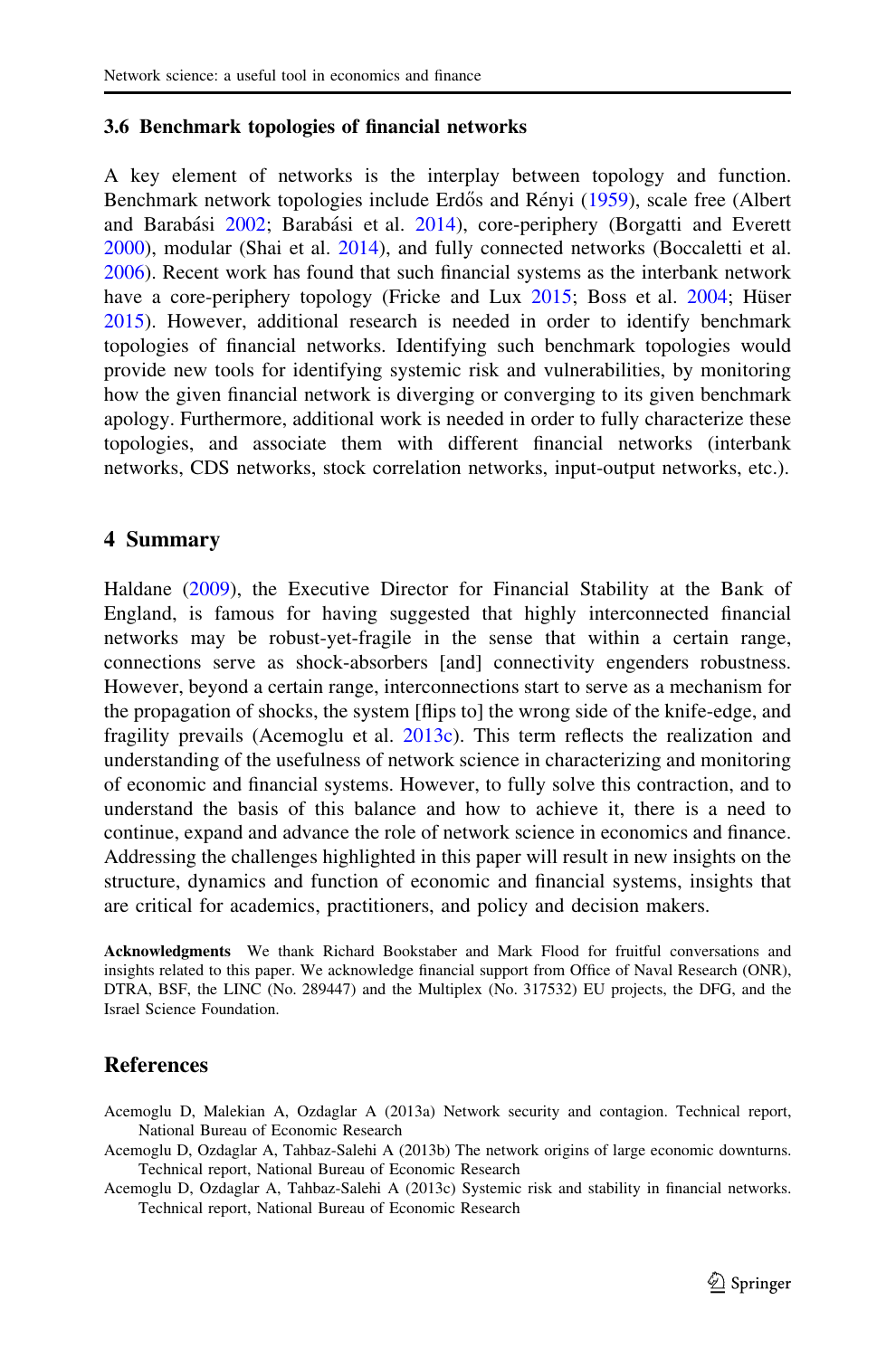### 3.6 Benchmark topologies of financial networks

A key element of networks is the interplay between topology and function. Benchmark network topologies include Erdős and Rényi (1959), scale free (Albert and Barabási 2002; Barabási et al. 2014), core-periphery (Borgatti and Everett 2000), modular (Shai et al. 2014), and fully connected networks (Boccaletti et al. 2006). Recent work has found that such financial systems as the interbank network have a core-periphery topology (Fricke and Lux 2015; Boss et al. 2004; Hüser 2015). However, additional research is needed in order to identify benchmark topologies of financial networks. Identifying such benchmark topologies would provide new tools for identifying systemic risk and vulnerabilities, by monitoring how the given financial network is diverging or converging to its given benchmark apology. Furthermore, additional work is needed in order to fully characterize these topologies, and associate them with different financial networks (interbank networks, CDS networks, stock correlation networks, input-output networks, etc.).

## 4 Summary

Haldane (2009), the Executive Director for Financial Stability at the Bank of England, is famous for having suggested that highly interconnected financial networks may be robust-yet-fragile in the sense that within a certain range, connections serve as shock-absorbers [and] connectivity engenders robustness. However, beyond a certain range, interconnections start to serve as a mechanism for the propagation of shocks, the system [flips to] the wrong side of the knife-edge, and fragility prevails (Acemoglu et al. 2013c). This term reflects the realization and understanding of the usefulness of network science in characterizing and monitoring of economic and financial systems. However, to fully solve this contraction, and to understand the basis of this balance and how to achieve it, there is a need to continue, expand and advance the role of network science in economics and finance. Addressing the challenges highlighted in this paper will result in new insights on the structure, dynamics and function of economic and financial systems, insights that are critical for academics, practitioners, and policy and decision makers.

**Acknowledgments** We thank Richard Bookstaber and Mark Flood for fruitful conversations and insights related to this paper. We acknowledge financial support from Office of Naval Research (ONR), DTRA, BSF, the LINC (No. 289447) and the Multiplex (No. 317532) EU projects, the DFG, and the Israel Science Foundation.

## References

Acemoglu D, Malekian A, Ozdaglar A (2013a) Network security and contagion. Technical report, National Bureau of Economic Research

Acemoglu D, Ozdaglar A, Tahbaz-Salehi A (2013b) The network origins of large economic downturns. Technical report, National Bureau of Economic Research

Acemoglu D, Ozdaglar A, Tahbaz-Salehi A (2013c) Systemic risk and stability in financial networks. Technical report, National Bureau of Economic Research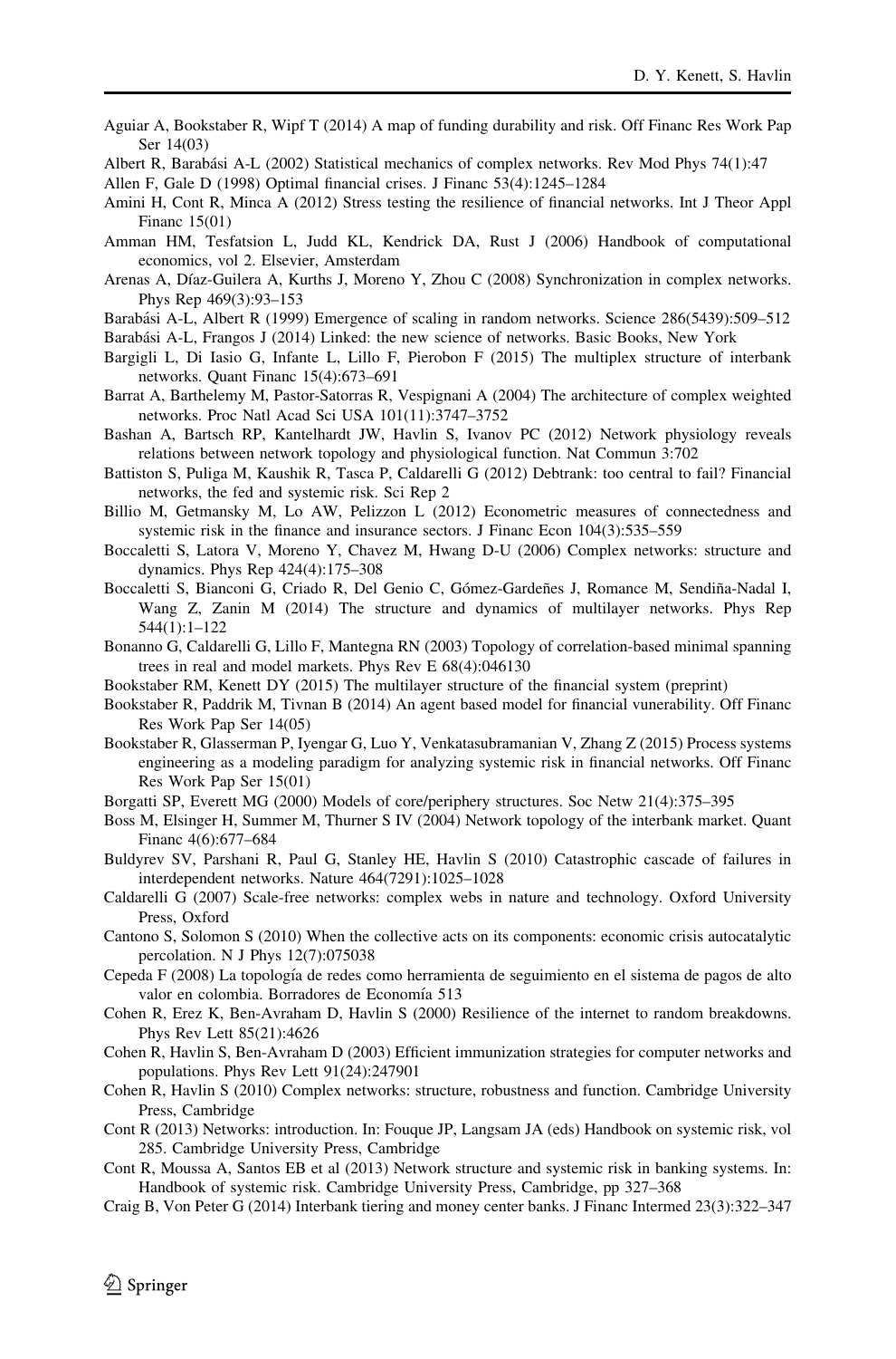Aguiar A, Bookstaber R, Wipf T (2014) A map of funding durability and risk. Off Financ Res Work Pap Ser 14(03)

Albert R, Barabási A-L (2002) Statistical mechanics of complex networks. Rev Mod Phys 74(1):47

Allen F, Gale D (1998) Optimal financial crises. J Financ 53(4):1245–1284

Amini H, Cont R, Minca A (2012) Stress testing the resilience of financial networks. Int J Theor Appl Financ 15(01)

Amman HM, Tesfatsion L, Judd KL, Kendrick DA, Rust J (2006) Handbook of computational economics, vol 2. Elsevier, Amsterdam

Arenas A, Díaz-Guilera A, Kurths J, Moreno Y, Zhou C (2008) Synchronization in complex networks. Phys Rep 469(3):93–153

Barabási A-L, Albert R (1999) Emergence of scaling in random networks. Science 286(5439):509–512

Barabási A-L, Frangos J (2014) Linked: the new science of networks. Basic Books, New York

Bargigli L, Di Iasio G, Infante L, Lillo F, Pierobon F (2015) The multiplex structure of interbank networks. Quant Financ 15(4):673–691

Barrat A, Barthelemy M, Pastor-Satorras R, Vespignani A (2004) The architecture of complex weighted networks. Proc Natl Acad Sci USA 101(11):3747–3752

Bashan A, Bartsch RP, Kantelhardt JW, Havlin S, Ivanov PC (2012) Network physiology reveals relations between network topology and physiological function. Nat Commun 3:702

Battiston S, Puliga M, Kaushik R, Tasca P, Caldarelli G (2012) Debtrank: too central to fail? Financial networks, the fed and systemic risk. Sci Rep 2

Billio M, Getmansky M, Lo AW, Pelizzon L (2012) Econometric measures of connectedness and systemic risk in the finance and insurance sectors. J Financ Econ 104(3):535–559

Boccaletti S, Latora V, Moreno Y, Chavez M, Hwang D-U (2006) Complex networks: structure and dynamics. Phys Rep 424(4):175–308

Boccaletti S, Bianconi G, Criado R, Del Genio C, Gómez-Gardeñes J, Romance M, Sendiña-Nadal I, Wang Z, Zanin M (2014) The structure and dynamics of multilayer networks. Phys Rep 544(1):1–122

Bonanno G, Caldarelli G, Lillo F, Mantegna RN (2003) Topology of correlation-based minimal spanning trees in real and model markets. Phys Rev E 68(4):046130

Bookstaber RM, Kenett DY (2015) The multilayer structure of the financial system (preprint)

Bookstaber R, Paddrik M, Tivnan B (2014) An agent based model for financial vunerability. Off Financ Res Work Pap Ser 14(05)

Bookstaber R, Glasserman P, Iyengar G, Luo Y, Venkatasubramanian V, Zhang Z (2015) Process systems engineering as a modeling paradigm for analyzing systemic risk in financial networks. Off Financ Res Work Pap Ser 15(01)

Borgatti SP, Everett MG (2000) Models of core/periphery structures. Soc Netw 21(4):375–395

Boss M, Elsinger H, Summer M, Thurner S IV (2004) Network topology of the interbank market. Quant Financ 4(6):677–684

Buldyrev SV, Parshani R, Paul G, Stanley HE, Havlin S (2010) Catastrophic cascade of failures in interdependent networks. Nature 464(7291):1025–1028

Caldarelli G (2007) Scale-free networks: complex webs in nature and technology. Oxford University Press, Oxford

Cantono S, Solomon S (2010) When the collective acts on its components: economic crisis autocatalytic percolation. N J Phys 12(7):075038

Cepeda F (2008) La topología de redes como herramienta de seguimiento en el sistema de pagos de alto valor en colombia. Borradores de Economía 513

Cohen R, Erez K, Ben-Avraham D, Havlin S (2000) Resilience of the internet to random breakdowns. Phys Rev Lett 85(21):4626

Cohen R, Havlin S, Ben-Avraham D (2003) Efficient immunization strategies for computer networks and populations. Phys Rev Lett 91(24):247901

Cohen R, Havlin S (2010) Complex networks: structure, robustness and function. Cambridge University Press, Cambridge

Cont R (2013) Networks: introduction. In: Fouque JP, Langsam JA (eds) Handbook on systemic risk, vol 285. Cambridge University Press, Cambridge

Cont R, Moussa A, Santos EB et al (2013) Network structure and systemic risk in banking systems. In: Handbook of systemic risk. Cambridge University Press, Cambridge, pp 327–368

Craig B, Von Peter G (2014) Interbank tiering and money center banks. J Financ Intermed 23(3):322–347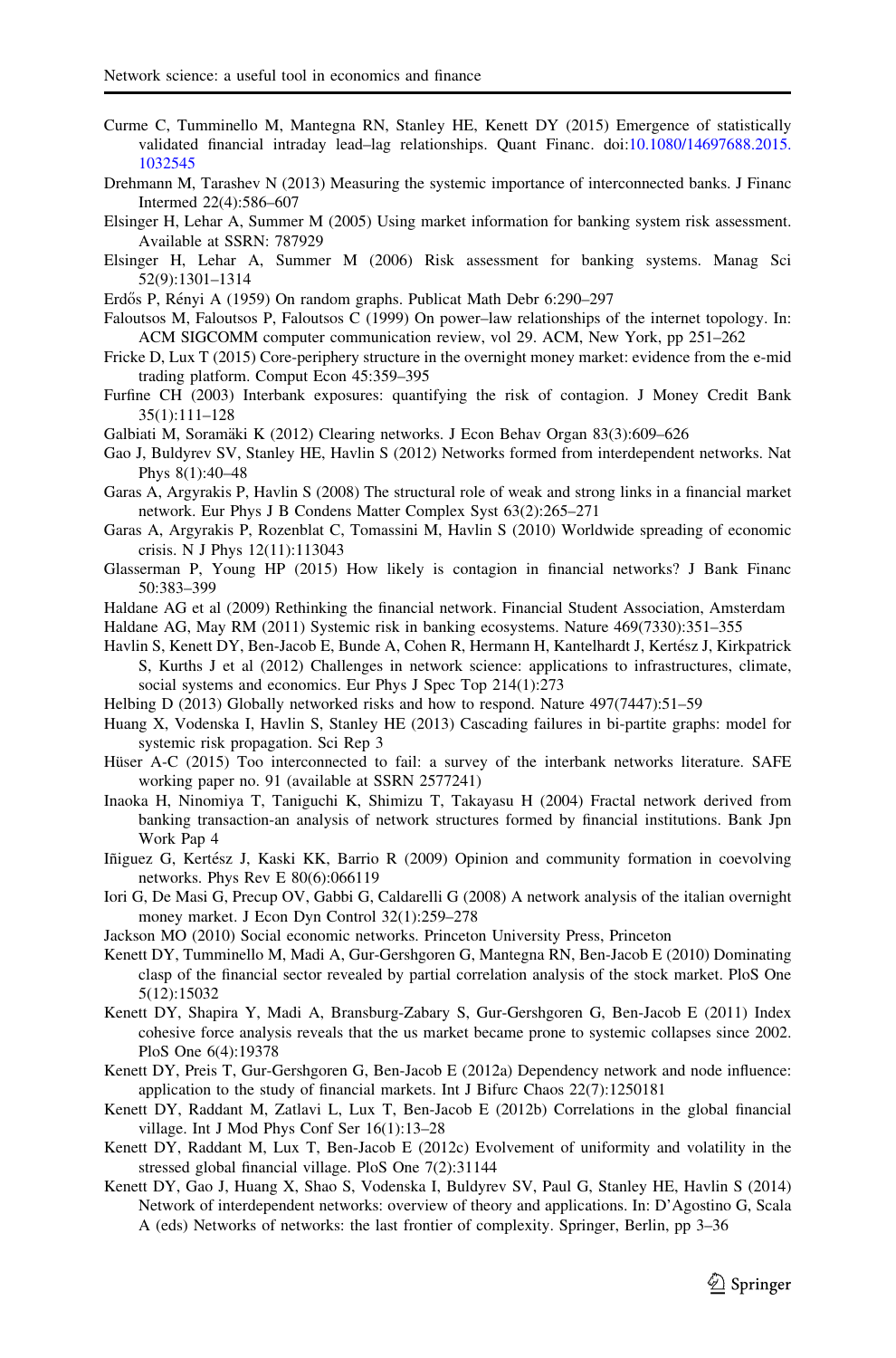Curme C, Tumminello M, Mantegna RN, Stanley HE, Kenett DY (2015) Emergence of statistically validated financial intraday lead–lag relationships. Quant Financ. doi:10.1080/14697688.2015.1032545

Drehmann M, Tarashev N (2013) Measuring the systemic importance of interconnected banks. J Financ Intermed 22(4):586–607

Elsinger H, Lehar A, Summer M (2005) Using market information for banking system risk assessment. Available at SSRN: 787929

Elsinger H, Lehar A, Summer M (2006) Risk assessment for banking systems. Manag Sci 52(9):1301–1314

Erdős P, Rényi A (1959) On random graphs. Publicat Math Debr 6:290–297

Faloutsos M, Faloutsos P, Faloutsos C (1999) On power–law relationships of the internet topology. In: ACM SIGCOMM computer communication review, vol 29. ACM, New York, pp 251–262

Fricke D, Lux T (2015) Core-periphery structure in the overnight money market: evidence from the e-mid trading platform. Comput Econ 45:359–395

Furfine CH (2003) Interbank exposures: quantifying the risk of contagion. J Money Credit Bank 35(1):111–128

Galbiati M, Soramäki K (2012) Clearing networks. J Econ Behav Organ 83(3):609–626

Gao J, Buldyrev SV, Stanley HE, Havlin S (2012) Networks formed from interdependent networks. Nat Phys 8(1):40–48

Garas A, Argyrakis P, Havlin S (2008) The structural role of weak and strong links in a financial market network. Eur Phys J B Condens Matter Complex Syst 63(2):265–271

Garas A, Argyrakis P, Rozenblat C, Tomassini M, Havlin S (2010) Worldwide spreading of economic crisis. N J Phys 12(11):113043

Glasserman P, Young HP (2015) How likely is contagion in financial networks? J Bank Financ 50:383–399

Haldane AG et al (2009) Rethinking the financial network. Financial Student Association, Amsterdam

Haldane AG, May RM (2011) Systemic risk in banking ecosystems. Nature 469(7330):351–355

Havlin S, Kenett DY, Ben-Jacob E, Bunde A, Cohen R, Hermann H, Kantelhardt J, Kertész J, Kirkpatrick S, Kurths J et al (2012) Challenges in network science: applications to infrastructures, climate, social systems and economics. Eur Phys J Spec Top 214(1):273

Helbing D (2013) Globally networked risks and how to respond. Nature 497(7447):51–59

Huang X, Vodenska I, Havlin S, Stanley HE (2013) Cascading failures in bi-partite graphs: model for systemic risk propagation. Sci Rep 3

Hüser A-C (2015) Too interconnected to fail: a survey of the interbank networks literature. SAFE working paper no. 91 (available at SSRN 2577241)

Inaoka H, Ninomiya T, Taniguchi K, Shimizu T, Takayasu H (2004) Fractal network derived from banking transaction-an analysis of network structures formed by financial institutions. Bank Jpn Work Pap 4

Iñiguez G, Kertész J, Kaski KK, Barrio R (2009) Opinion and community formation in coevolving networks. Phys Rev E 80(6):066119

Iori G, De Masi G, Precup OV, Gabbi G, Caldarelli G (2008) A network analysis of the italian overnight money market. J Econ Dyn Control 32(1):259–278

Jackson MO (2010) Social economic networks. Princeton University Press, Princeton

Kenett DY, Tumminello M, Madi A, Gur-Gershgoren G, Mantegna RN, Ben-Jacob E (2010) Dominating clasp of the financial sector revealed by partial correlation analysis of the stock market. PloS One 5(12):15032

Kenett DY, Shapira Y, Madi A, Bransburg-Zabary S, Gur-Gershgoren G, Ben-Jacob E (2011) Index cohesive force analysis reveals that the us market became prone to systemic collapses since 2002. PloS One 6(4):19378

Kenett DY, Preis T, Gur-Gershgoren G, Ben-Jacob E (2012a) Dependency network and node influence: application to the study of financial markets. Int J Bifurc Chaos 22(7):1250181

Kenett DY, Raddant M, Zatlavi L, Lux T, Ben-Jacob E (2012b) Correlations in the global financial village. Int J Mod Phys Conf Ser 16(1):13–28

Kenett DY, Raddant M, Lux T, Ben-Jacob E (2012c) Evolvement of uniformity and volatility in the stressed global financial village. PloS One 7(2):31144

Kenett DY, Gao J, Huang X, Shao S, Vodenska I, Buldyrev SV, Paul G, Stanley HE, Havlin S (2014) Network of interdependent networks: overview of theory and applications. In: D'Agostino G, Scala A (eds) Networks of networks: the last frontier of complexity. Springer, Berlin, pp 3–36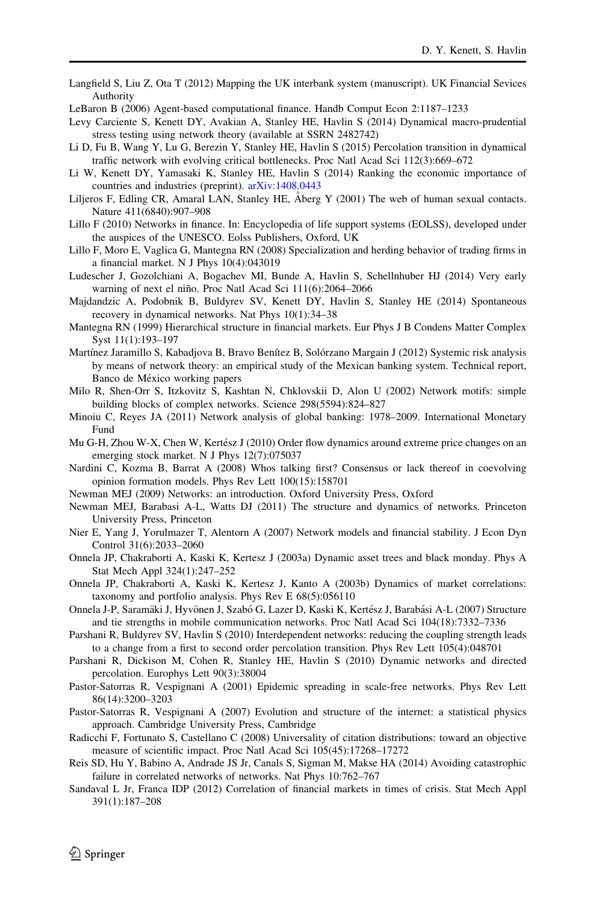Langfield S, Liu Z, Ota T (2012) Mapping the UK interbank system (manuscript). UK Financial Sevices Authority

LeBaron B (2006) Agent-based computational finance. Handb Comput Econ 2:1187–1233

Levy Carciente S, Kenett DY, Avakian A, Stanley HE, Havlin S (2014) Dynamical macro-prudential stress testing using network theory (available at SSRN 2482742)

Li D, Fu B, Wang Y, Lu G, Berezin Y, Stanley HE, Havlin S (2015) Percolation transition in dynamical traffic network with evolving critical bottlenecks. Proc Natl Acad Sci 112(3):669–672

Li W, Kenett DY, Yamasaki K, Stanley HE, Havlin S (2014) Ranking the economic importance of countries and industries (preprint). arXiv:1408.0443

Liljeros F, Edling CR, Amaral LAN, Stanley HE, Åberg Y (2001) The web of human sexual contacts. Nature 411(6840):907–908

Lillo F (2010) Networks in finance. In: Encyclopedia of life support systems (EOLSS), developed under the auspices of the UNESCO. Eolss Publishers, Oxford, UK

Lillo F, Moro E, Vaglica G, Mantegna RN (2008) Specialization and herding behavior of trading firms in a financial market. N J Phys 10(4):043019

Ludescher J, Gozolchiani A, Bogachev MI, Bunde A, Havlin S, Schellnhuber HJ (2014) Very early warning of next el niño. Proc Natl Acad Sci 111(6):2064–2066

Majdandzic A, Podobnik B, Buldyrev SV, Kenett DY, Havlin S, Stanley HE (2014) Spontaneous recovery in dynamical networks. Nat Phys 10(1):34–38

Mantegna RN (1999) Hierarchical structure in financial markets. Eur Phys J B Condens Matter Complex Syst 11(1):193–197

Martínez Jaramillo S, Kabadjova B, Bravo Benítez B, Solórzano Margain J (2012) Systemic risk analysis by means of network theory: an empirical study of the Mexican banking system. Technical report, Banco de México working papers

Milo R, Shen-Orr S, Itzkovitz S, Kashtan N, Chklovskii D, Alon U (2002) Network motifs: simple building blocks of complex networks. Science 298(5594):824–827

Minoiu C, Reyes JA (2011) Network analysis of global banking: 1978–2009. International Monetary Fund

Mu G-H, Zhou W-X, Chen W, Kertész J (2010) Order flow dynamics around extreme price changes on an emerging stock market. N J Phys 12(7):075037

Nardini C, Kozma B, Barrat A (2008) Whos talking first? Consensus or lack thereof in coevolving opinion formation models. Phys Rev Lett 100(15):158701

Newman MEJ (2009) Networks: an introduction. Oxford University Press, Oxford

Newman MEJ, Barabasi A-L, Watts DJ (2011) The structure and dynamics of networks. Princeton University Press, Princeton

Nier E, Yang J, Yorulmazer T, Alentorn A (2007) Network models and financial stability. J Econ Dyn Control 31(6):2033–2060

Onnela JP, Chakraborti A, Kaski K, Kertesz J (2003a) Dynamic asset trees and black monday. Phys A Stat Mech Appl 324(1):247–252

Onnela JP, Chakraborti A, Kaski K, Kertesz J, Kanto A (2003b) Dynamics of market correlations: taxonomy and portfolio analysis. Phys Rev E 68(5):056110

Onnela J-P, Saramäki J, Hyvönen J, Szabó G, Lazer D, Kaski K, Kertész J, Barabási A-L (2007) Structure and tie strengths in mobile communication networks. Proc Natl Acad Sci 104(18):7332–7336

Parshani R, Buldyrev SV, Havlin S (2010) Interdependent networks: reducing the coupling strength leads to a change from a first to second order percolation transition. Phys Rev Lett 105(4):048701

Parshani R, Dickison M, Cohen R, Stanley HE, Havlin S (2010) Dynamic networks and directed percolation. Europhys Lett 90(3):38004

Pastor-Satorras R, Vespignani A (2001) Epidemic spreading in scale-free networks. Phys Rev Lett 86(14):3200–3203

Pastor-Satorras R, Vespignani A (2007) Evolution and structure of the internet: a statistical physics approach. Cambridge University Press, Cambridge

Radicchi F, Fortunato S, Castellano C (2008) Universality of citation distributions: toward an objective measure of scientific impact. Proc Natl Acad Sci 105(45):17268–17272

Reis SD, Hu Y, Babino A, Andrade JS Jr, Canals S, Sigman M, Makse HA (2014) Avoiding catastrophic failure in correlated networks of networks. Nat Phys 10:762–767

Sandaval L Jr, Franca IDP (2012) Correlation of financial markets in times of crisis. Stat Mech Appl 391(1):187–208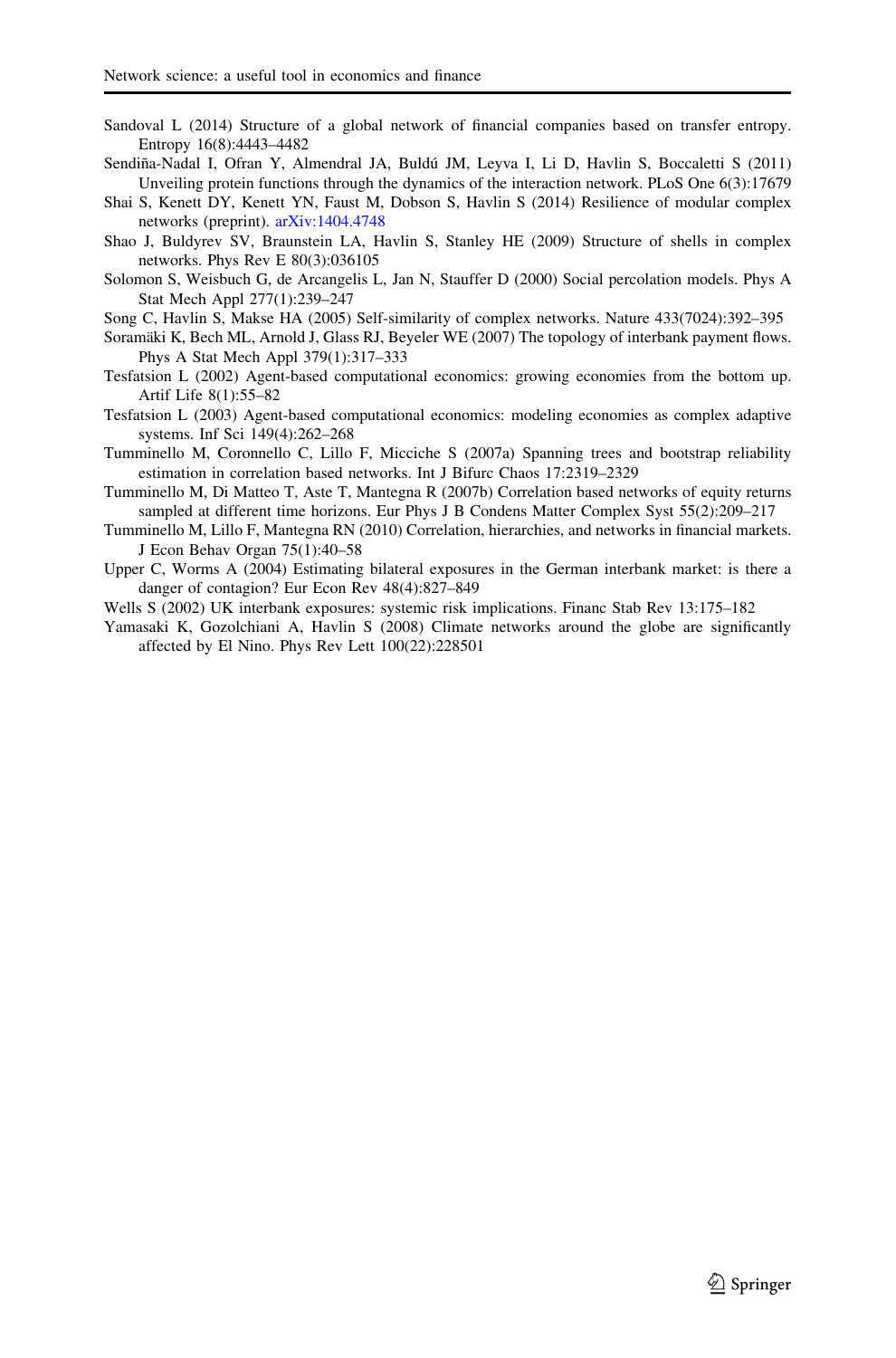Sandoval L (2014) Structure of a global network of financial companies based on transfer entropy. Entropy 16(8):4443–4482

Sendiña-Nadal I, Ofran Y, Almendral JA, Buldú JM, Leyva I, Li D, Havlin S, Boccaletti S (2011) Unveiling protein functions through the dynamics of the interaction network. PLoS One 6(3):17679

Shai S, Kenett DY, Kenett YN, Faust M, Dobson S, Havlin S (2014) Resilience of modular complex networks (preprint). arXiv:1404.4748

Shao J, Buldyrev SV, Braunstein LA, Havlin S, Stanley HE (2009) Structure of shells in complex networks. Phys Rev E 80(3):036105

Solomon S, Weisbuch G, de Arcangelis L, Jan N, Stauffer D (2000) Social percolation models. Phys A Stat Mech Appl 277(1):239–247

Song C, Havlin S, Makse HA (2005) Self-similarity of complex networks. Nature 433(7024):392–395

Soramäki K, Bech ML, Arnold J, Glass RJ, Beyeler WE (2007) The topology of interbank payment flows. Phys A Stat Mech Appl 379(1):317–333

Tesfatsion L (2002) Agent-based computational economics: growing economies from the bottom up. Artif Life 8(1):55–82

Tesfatsion L (2003) Agent-based computational economics: modeling economies as complex adaptive systems. Inf Sci 149(4):262–268

Tumminello M, Coronnello C, Lillo F, Micciche S (2007a) Spanning trees and bootstrap reliability estimation in correlation based networks. Int J Bifurc Chaos 17:2319–2329

Tumminello M, Di Matteo T, Aste T, Mantegna R (2007b) Correlation based networks of equity returns sampled at different time horizons. Eur Phys J B Condens Matter Complex Syst 55(2):209–217

Tumminello M, Lillo F, Mantegna RN (2010) Correlation, hierarchies, and networks in financial markets. J Econ Behav Organ 75(1):40–58

Upper C, Worms A (2004) Estimating bilateral exposures in the German interbank market: is there a danger of contagion? Eur Econ Rev 48(4):827–849

Wells S (2002) UK interbank exposures: systemic risk implications. Financ Stab Rev 13:175–182

Yamasaki K, Gozolchiani A, Havlin S (2008) Climate networks around the globe are significantly affected by El Nino. Phys Rev Lett 100(22):228501